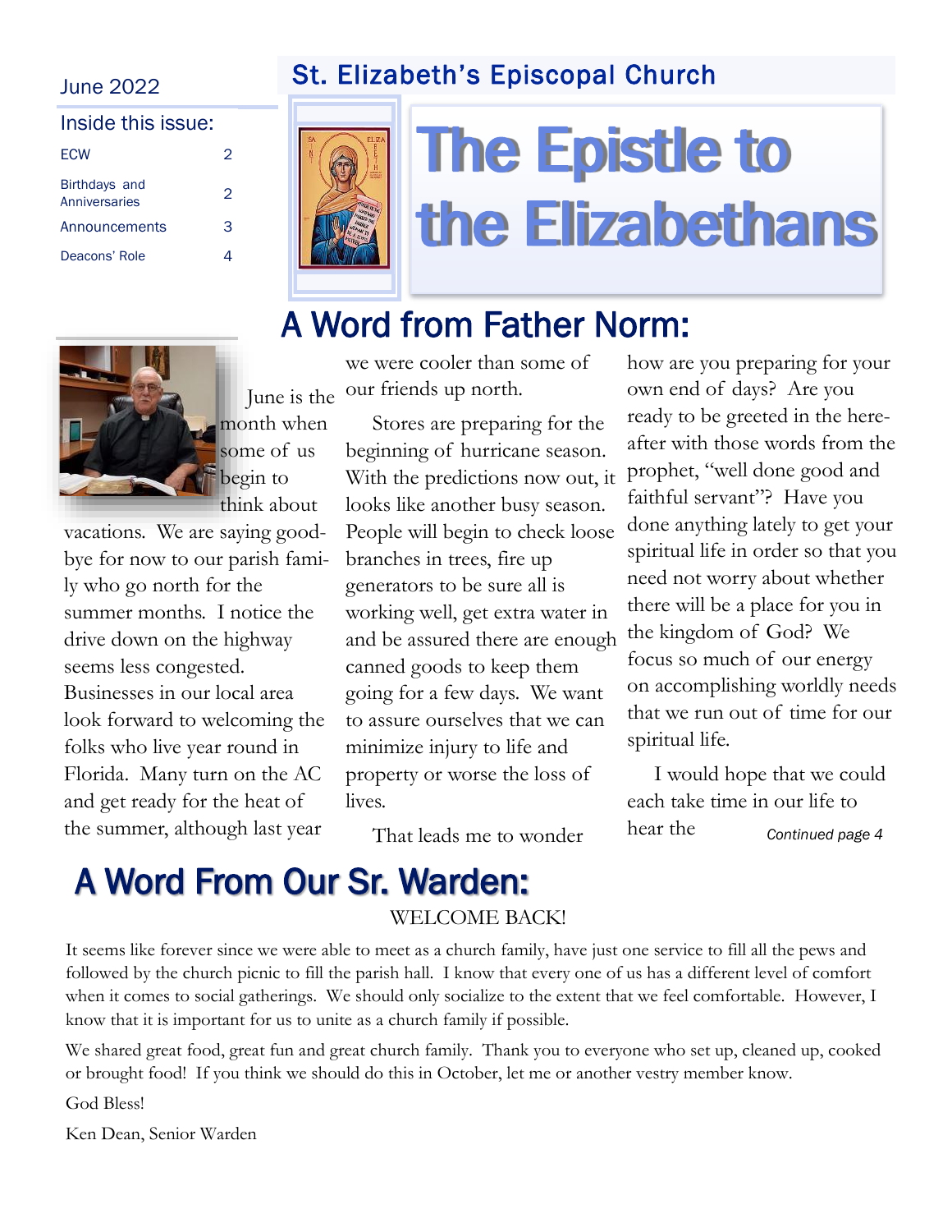June 2022

# St. Elizabeth's Episcopal Church

# The Epistle to the Elizabethans

**Inside this issue:**

| | |
|---|---|
| ECW | 2 |
| Birthdays and Anniversaries | 2 |
| Announcements | 3 |
| Deacons' Role | 4 |

## A Word from Father Norm:

June is the month when some of us begin to think about vacations. We are saying good-bye for now to our parish family who go north for the summer months. I notice the drive down on the highway seems less congested. Businesses in our local area look forward to welcoming the folks who live year round in Florida. Many turn on the AC and get ready for the heat of the summer, although last year we were cooler than some of our friends up north.

Stores are preparing for the beginning of hurricane season. With the predictions now out, it looks like another busy season. People will begin to check loose branches in trees, fire up generators to be sure all is working well, get extra water in and be assured there are enough canned goods to keep them going for a few days. We want to assure ourselves that we can minimize injury to life and property or worse the loss of lives.

That leads me to wonder how are you preparing for your own end of days? Are you ready to be greeted in the hereafter with those words from the prophet, "well done good and faithful servant"? Have you done anything lately to get your spiritual life in order so that you need not worry about whether there will be a place for you in the kingdom of God? We focus so much of our energy on accomplishing worldly needs that we run out of time for our spiritual life.

I would hope that we could each take time in our life to hear the

*Continued page 4*

## A Word From Our Sr. Warden:

WELCOME BACK!

It seems like forever since we were able to meet as a church family, have just one service to fill all the pews and followed by the church picnic to fill the parish hall. I know that every one of us has a different level of comfort when it comes to social gatherings. We should only socialize to the extent that we feel comfortable. However, I know that it is important for us to unite as a church family if possible.

We shared great food, great fun and great church family. Thank you to everyone who set up, cleaned up, cooked or brought food! If you think we should do this in October, let me or another vestry member know.

God Bless!

Ken Dean, Senior Warden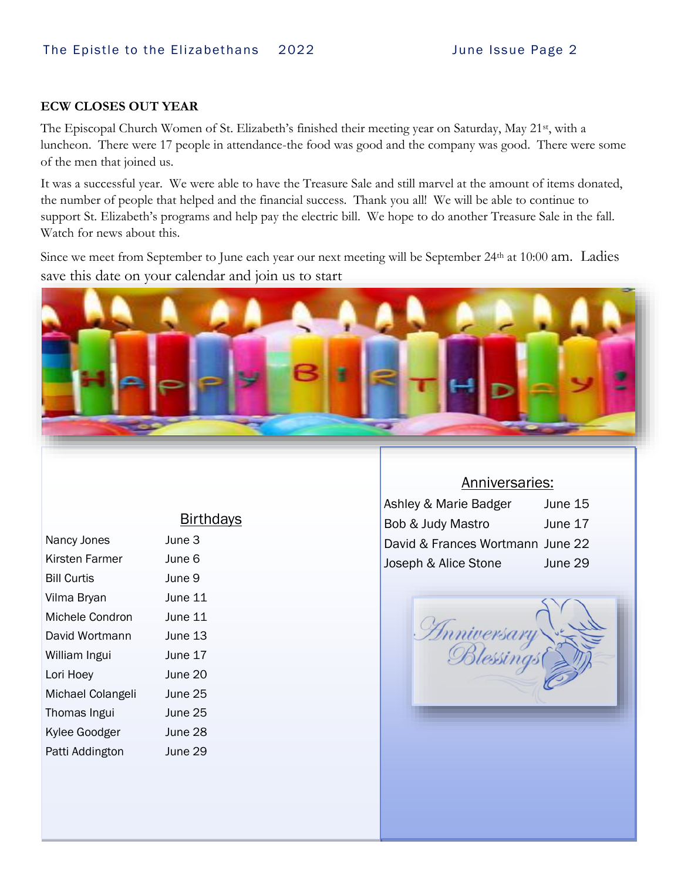**ECW CLOSES OUT YEAR**

The Episcopal Church Women of St. Elizabeth's finished their meeting year on Saturday, May 21st, with a luncheon. There were 17 people in attendance-the food was good and the company was good. There were some of the men that joined us.

It was a successful year. We were able to have the Treasure Sale and still marvel at the amount of items donated, the number of people that helped and the financial success. Thank you all! We will be able to continue to support St. Elizabeth's programs and help pay the electric bill. We hope to do another Treasure Sale in the fall. Watch for news about this.

Since we meet from September to June each year our next meeting will be September 24th at 10:00 am. Ladies save this date on your calendar and join us to start

## Birthdays

| Name | Date |
|---|---|
| Nancy Jones | June 3 |
| Kirsten Farmer | June 6 |
| Bill Curtis | June 9 |
| Vilma Bryan | June 11 |
| Michele Condron | June 11 |
| David Wortmann | June 13 |
| William Ingui | June 17 |
| Lori Hoey | June 20 |
| Michael Colangeli | June 25 |
| Thomas Ingui | June 25 |
| Kylee Goodger | June 28 |
| Patti Addington | June 29 |

## Anniversaries:

| Names | Date |
|---|---|
| Ashley & Marie Badger | June 15 |
| Bob & Judy Mastro | June 17 |
| David & Frances Wortmann | June 22 |
| Joseph & Alice Stone | June 29 |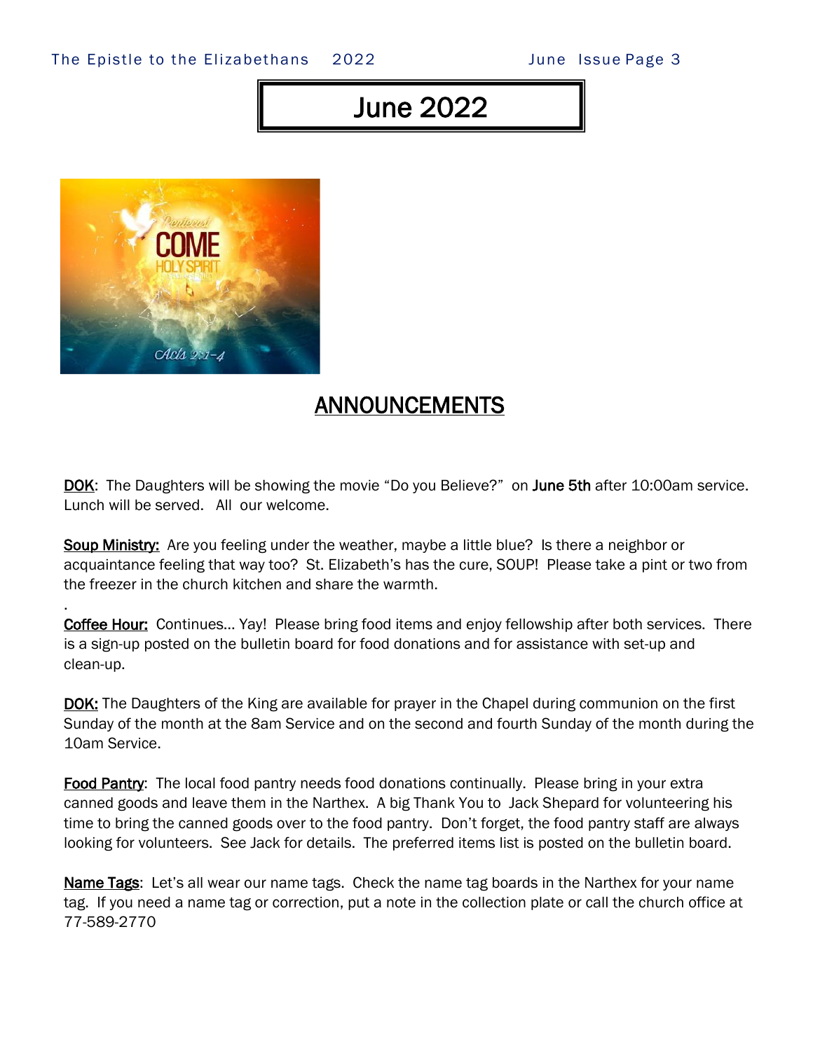# June 2022

## ANNOUNCEMENTS

**DOK**: The Daughters will be showing the movie "Do you Believe?" on **June 5th** after 10:00am service. Lunch will be served. All our welcome.

**Soup Ministry:** Are you feeling under the weather, maybe a little blue? Is there a neighbor or acquaintance feeling that way too? St. Elizabeth's has the cure, SOUP! Please take a pint or two from the freezer in the church kitchen and share the warmth.

**Coffee Hour:** Continues… Yay! Please bring food items and enjoy fellowship after both services. There is a sign-up posted on the bulletin board for food donations and for assistance with set-up and clean-up.

**DOK:** The Daughters of the King are available for prayer in the Chapel during communion on the first Sunday of the month at the 8am Service and on the second and fourth Sunday of the month during the 10am Service.

**Food Pantry**: The local food pantry needs food donations continually. Please bring in your extra canned goods and leave them in the Narthex. A big Thank You to Jack Shepard for volunteering his time to bring the canned goods over to the food pantry. Don't forget, the food pantry staff are always looking for volunteers. See Jack for details. The preferred items list is posted on the bulletin board.

**Name Tags**: Let's all wear our name tags. Check the name tag boards in the Narthex for your name tag. If you need a name tag or correction, put a note in the collection plate or call the church office at 77-589-2770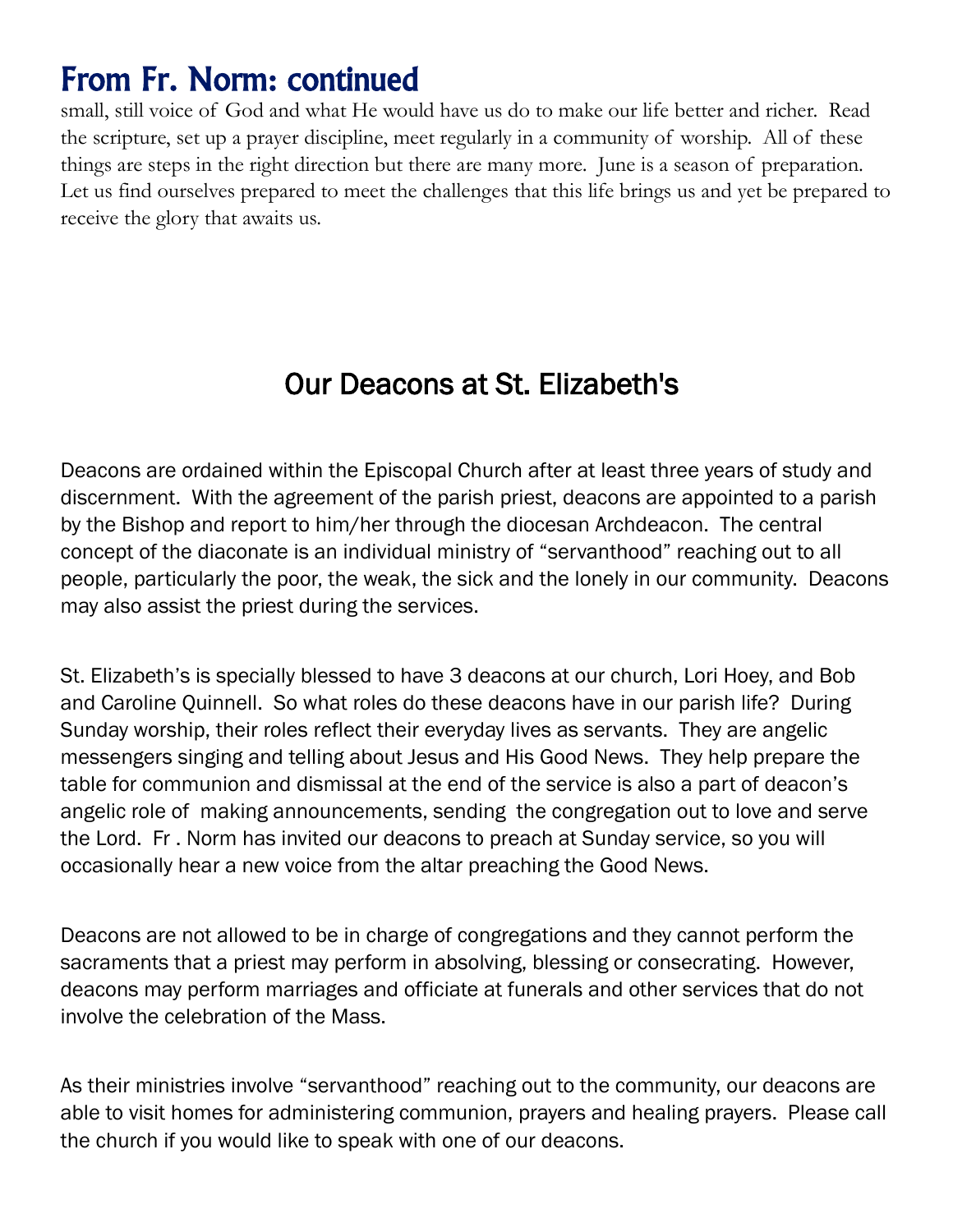# From Fr. Norm: continued

small, still voice of God and what He would have us do to make our life better and richer. Read the scripture, set up a prayer discipline, meet regularly in a community of worship. All of these things are steps in the right direction but there are many more. June is a season of preparation. Let us find ourselves prepared to meet the challenges that this life brings us and yet be prepared to receive the glory that awaits us.

## Our Deacons at St. Elizabeth's

Deacons are ordained within the Episcopal Church after at least three years of study and discernment. With the agreement of the parish priest, deacons are appointed to a parish by the Bishop and report to him/her through the diocesan Archdeacon. The central concept of the diaconate is an individual ministry of "servanthood" reaching out to all people, particularly the poor, the weak, the sick and the lonely in our community. Deacons may also assist the priest during the services.

St. Elizabeth's is specially blessed to have 3 deacons at our church, Lori Hoey, and Bob and Caroline Quinnell. So what roles do these deacons have in our parish life? During Sunday worship, their roles reflect their everyday lives as servants. They are angelic messengers singing and telling about Jesus and His Good News. They help prepare the table for communion and dismissal at the end of the service is also a part of deacon's angelic role of making announcements, sending the congregation out to love and serve the Lord. Fr . Norm has invited our deacons to preach at Sunday service, so you will occasionally hear a new voice from the altar preaching the Good News.

Deacons are not allowed to be in charge of congregations and they cannot perform the sacraments that a priest may perform in absolving, blessing or consecrating. However, deacons may perform marriages and officiate at funerals and other services that do not involve the celebration of the Mass.

As their ministries involve "servanthood" reaching out to the community, our deacons are able to visit homes for administering communion, prayers and healing prayers. Please call the church if you would like to speak with one of our deacons.